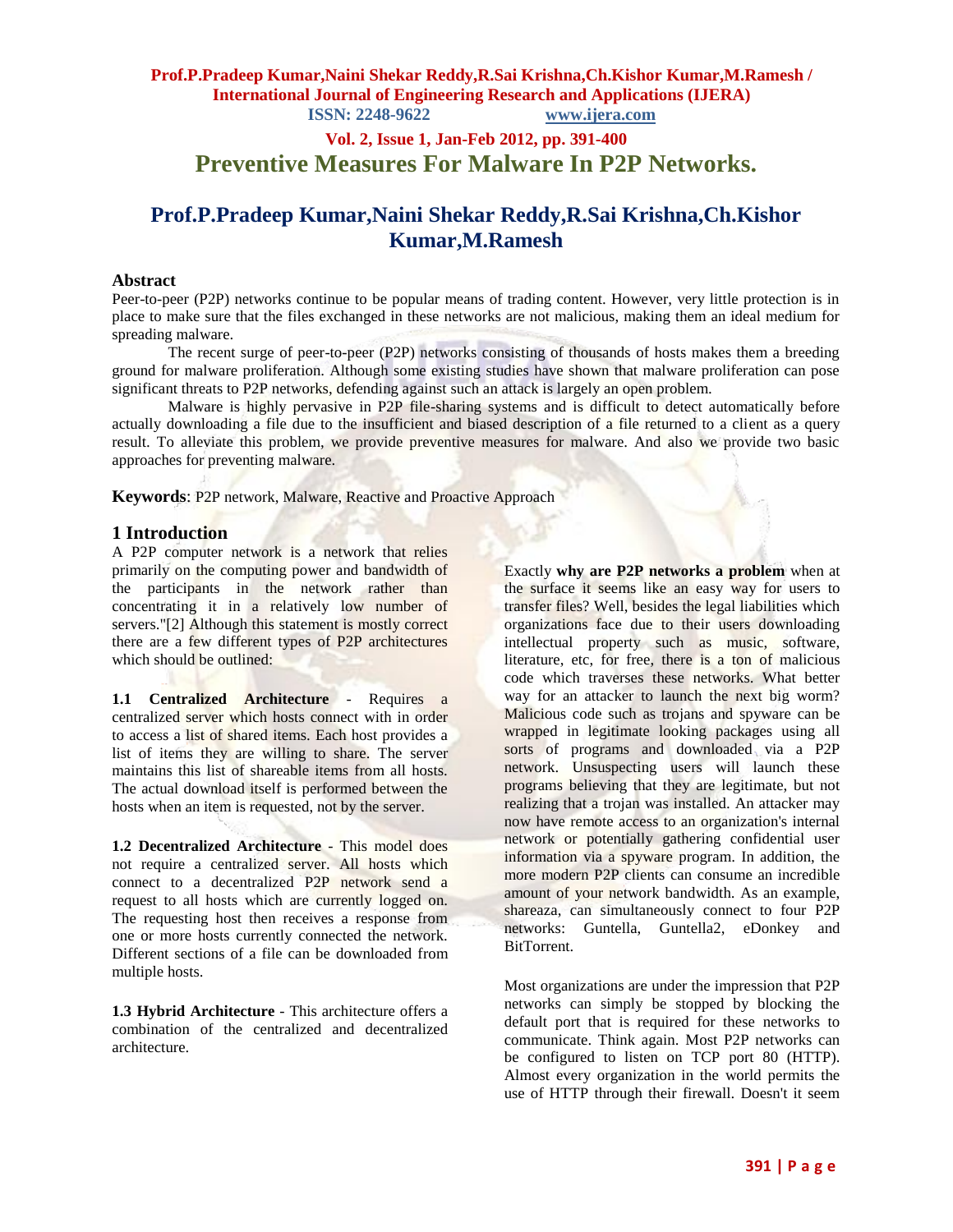# Preventive Measures For Malware In P2P Networks.

## Prof.P.Pradeep Kumar,Naini Shekar Reddy,R.Sai Krishna,Ch.Kishor Kumar,M.Ramesh

### Abstract

Peer-to-peer (P2P) networks continue to be popular means of trading content. However, very little protection is in place to make sure that the files exchanged in these networks are not malicious, making them an ideal medium for spreading malware.

The recent surge of peer-to-peer (P2P) networks consisting of thousands of hosts makes them a breeding ground for malware proliferation. Although some existing studies have shown that malware proliferation can pose significant threats to P2P networks, defending against such an attack is largely an open problem.

Malware is highly pervasive in P2P file-sharing systems and is difficult to detect automatically before actually downloading a file due to the insufficient and biased description of a file returned to a client as a query result. To alleviate this problem, we provide preventive measures for malware. And also we provide two basic approaches for preventing malware.

**Keywords**: P2P network, Malware, Reactive and Proactive Approach

## 1 Introduction

A P2P computer network is a network that relies primarily on the computing power and bandwidth of the participants in the network rather than concentrating it in a relatively low number of servers."[2] Although this statement is mostly correct there are a few different types of P2P architectures which should be outlined:

**1.1 Centralized Architecture** - Requires a centralized server which hosts connect with in order to access a list of shared items. Each host provides a list of items they are willing to share. The server maintains this list of shareable items from all hosts. The actual download itself is performed between the hosts when an item is requested, not by the server.

**1.2 Decentralized Architecture** - This model does not require a centralized server. All hosts which connect to a decentralized P2P network send a request to all hosts which are currently logged on. The requesting host then receives a response from one or more hosts currently connected the network. Different sections of a file can be downloaded from multiple hosts.

**1.3 Hybrid Architecture** - This architecture offers a combination of the centralized and decentralized architecture.

Exactly **why are P2P networks a problem** when at the surface it seems like an easy way for users to transfer files? Well, besides the legal liabilities which organizations face due to their users downloading intellectual property such as music, software, literature, etc, for free, there is a ton of malicious code which traverses these networks. What better way for an attacker to launch the next big worm? Malicious code such as trojans and spyware can be wrapped in legitimate looking packages using all sorts of programs and downloaded via a P2P network. Unsuspecting users will launch these programs believing that they are legitimate, but not realizing that a trojan was installed. An attacker may now have remote access to an organization's internal network or potentially gathering confidential user information via a spyware program. In addition, the more modern P2P clients can consume an incredible amount of your network bandwidth. As an example, shareaza, can simultaneously connect to four P2P networks: Guntella, Guntella2, eDonkey and BitTorrent.

Most organizations are under the impression that P2P networks can simply be stopped by blocking the default port that is required for these networks to communicate. Think again. Most P2P networks can be configured to listen on TCP port 80 (HTTP). Almost every organization in the world permits the use of HTTP through their firewall. Doesn't it seem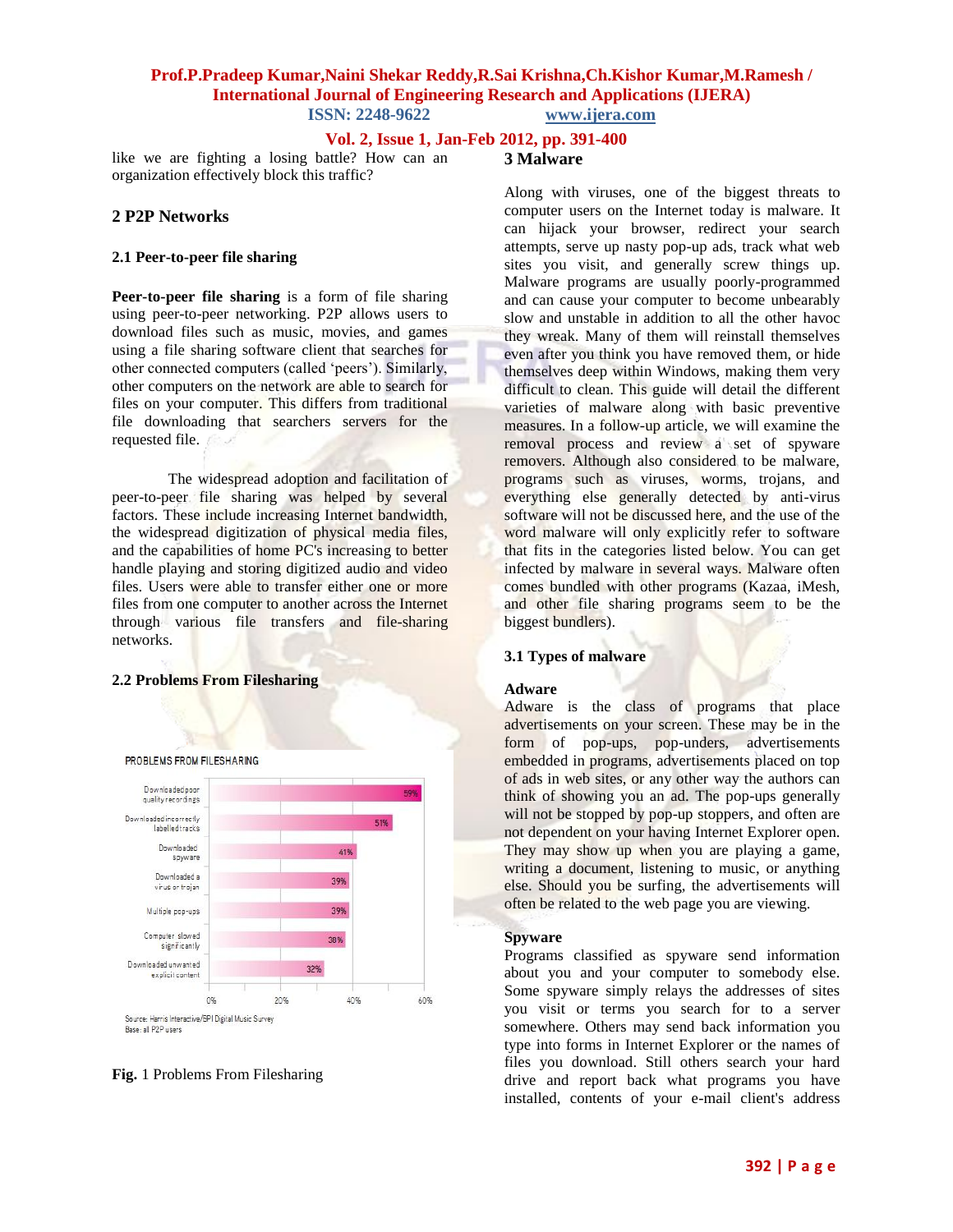like we are fighting a losing battle? How can an organization effectively block this traffic?

## 2 P2P Networks

### 2.1 Peer-to-peer file sharing

**Peer-to-peer file sharing** is a form of file sharing using peer-to-peer networking. P2P allows users to download files such as music, movies, and games using a file sharing software client that searches for other connected computers (called 'peers'). Similarly, other computers on the network are able to search for files on your computer. This differs from traditional file downloading that searchers servers for the requested file.

The widespread adoption and facilitation of peer-to-peer file sharing was helped by several factors. These include increasing Internet bandwidth, the widespread digitization of physical media files, and the capabilities of home PC's increasing to better handle playing and storing digitized audio and video files. Users were able to transfer either one or more files from one computer to another across the Internet through various file transfers and file-sharing networks.

### 2.2 Problems From Filesharing

PROBLEMS FROM FILESHARING

| Problem | Percentage |
|---|---|
| Downloaded poor quality recordings | 59% |
| Downloaded incorrectly labelled tracks | 51% |
| Downloaded spyware | 41% |
| Downloaded a virus or trojan | 39% |
| Multiple pop-ups | 39% |
| Computer slowed significantly | 38% |
| Downloaded unwanted explicit content | 32% |

Source: Harris Interactive/SPI Digital Music Survey
Base: all P2P users

**Fig.** 1 Problems From Filesharing

## 3 Malware

Along with viruses, one of the biggest threats to computer users on the Internet today is malware. It can hijack your browser, redirect your search attempts, serve up nasty pop-up ads, track what web sites you visit, and generally screw things up. Malware programs are usually poorly-programmed and can cause your computer to become unbearably slow and unstable in addition to all the other havoc they wreak. Many of them will reinstall themselves even after you think you have removed them, or hide themselves deep within Windows, making them very difficult to clean. This guide will detail the different varieties of malware along with basic preventive measures. In a follow-up article, we will examine the removal process and review a set of spyware removers. Although also considered to be malware, programs such as viruses, worms, trojans, and everything else generally detected by anti-virus software will not be discussed here, and the use of the word malware will only explicitly refer to software that fits in the categories listed below. You can get infected by malware in several ways. Malware often comes bundled with other programs (Kazaa, iMesh, and other file sharing programs seem to be the biggest bundlers).

### 3.1 Types of malware

**Adware**

Adware is the class of programs that place advertisements on your screen. These may be in the form of pop-ups, pop-unders, advertisements embedded in programs, advertisements placed on top of ads in web sites, or any other way the authors can think of showing you an ad. The pop-ups generally will not be stopped by pop-up stoppers, and often are not dependent on your having Internet Explorer open. They may show up when you are playing a game, writing a document, listening to music, or anything else. Should you be surfing, the advertisements will often be related to the web page you are viewing.

**Spyware**

Programs classified as spyware send information about you and your computer to somebody else. Some spyware simply relays the addresses of sites you visit or terms you search for to a server somewhere. Others may send back information you type into forms in Internet Explorer or the names of files you download. Still others search your hard drive and report back what programs you have installed, contents of your e-mail client's address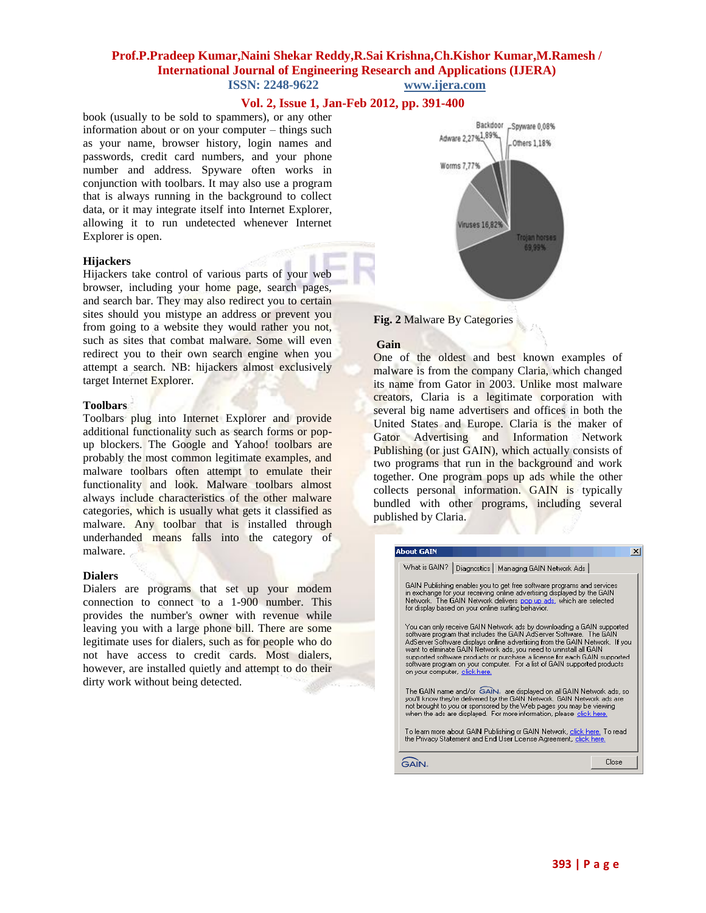book (usually to be sold to spammers), or any other information about or on your computer – things such as your name, browser history, login names and passwords, credit card numbers, and your phone number and address. Spyware often works in conjunction with toolbars. It may also use a program that is always running in the background to collect data, or it may integrate itself into Internet Explorer, allowing it to run undetected whenever Internet Explorer is open.

**Hijackers**

Hijackers take control of various parts of your web browser, including your home page, search pages, and search bar. They may also redirect you to certain sites should you mistype an address or prevent you from going to a website they would rather you not, such as sites that combat malware. Some will even redirect you to their own search engine when you attempt a search. NB: hijackers almost exclusively target Internet Explorer.

**Toolbars**

Toolbars plug into Internet Explorer and provide additional functionality such as search forms or pop-up blockers. The Google and Yahoo! toolbars are probably the most common legitimate examples, and malware toolbars often attempt to emulate their functionality and look. Malware toolbars almost always include characteristics of the other malware categories, which is usually what gets it classified as malware. Any toolbar that is installed through underhanded means falls into the category of malware.

**Dialers**

Dialers are programs that set up your modem connection to connect to a 1-900 number. This provides the number's owner with revenue while leaving you with a large phone bill. There are some legitimate uses for dialers, such as for people who do not have access to credit cards. Most dialers, however, are installed quietly and attempt to do their dirty work without being detected.

**Fig. 2** Malware By Categories

**Gain**

One of the oldest and best known examples of malware is from the company Claria, which changed its name from Gator in 2003. Unlike most malware creators, Claria is a legitimate corporation with several big name advertisers and offices in both the United States and Europe. Claria is the maker of Gator Advertising and Information Network Publishing (or just GAIN), which actually consists of two programs that run in the background and work together. One program pops up ads while the other collects personal information. GAIN is typically bundled with other programs, including several published by Claria.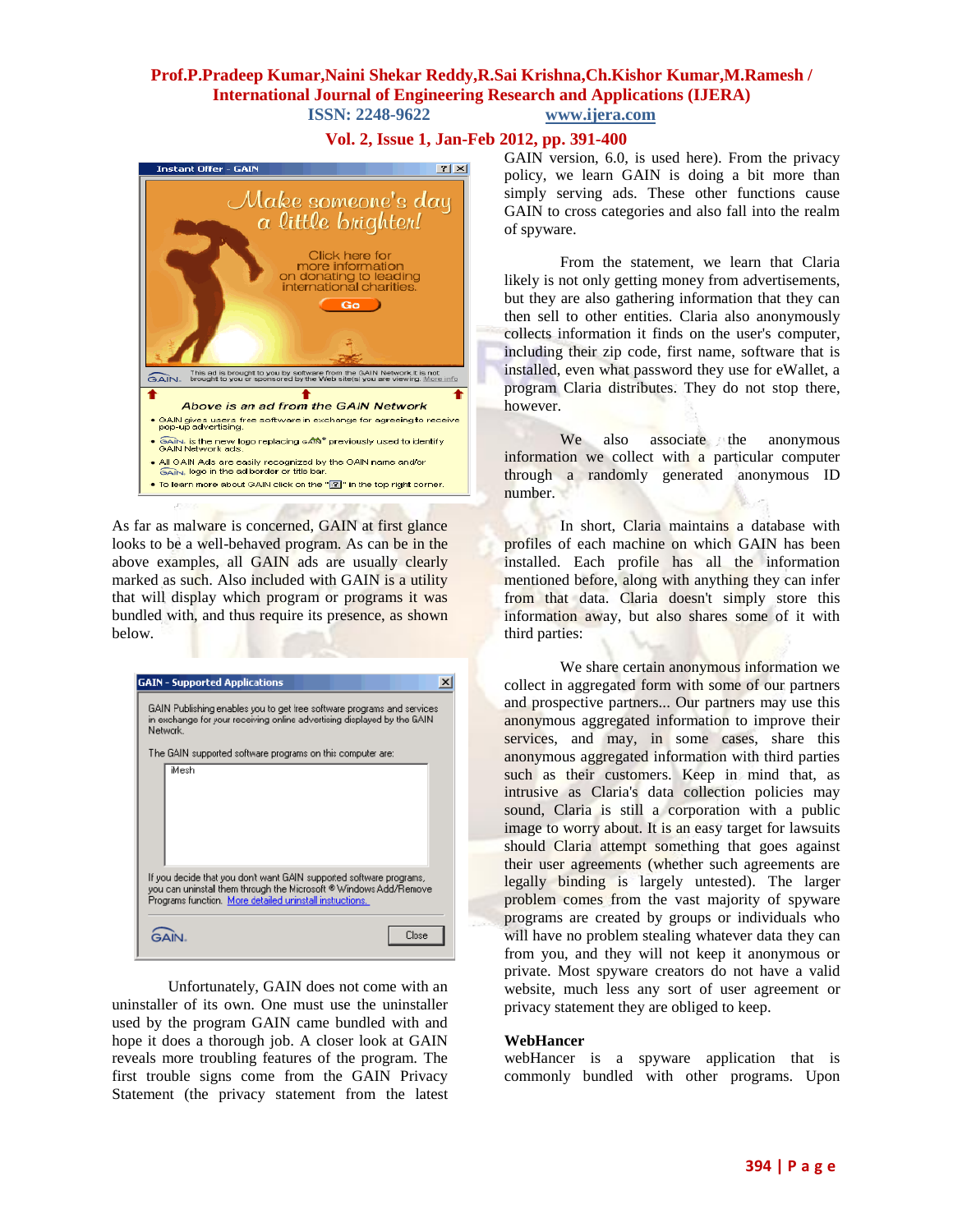As far as malware is concerned, GAIN at first glance looks to be a well-behaved program. As can be in the above examples, all GAIN ads are usually clearly marked as such. Also included with GAIN is a utility that will display which program or programs it was bundled with, and thus require its presence, as shown below.

Unfortunately, GAIN does not come with an uninstaller of its own. One must use the uninstaller used by the program GAIN came bundled with and hope it does a thorough job. A closer look at GAIN reveals more troubling features of the program. The first trouble signs come from the GAIN Privacy Statement (the privacy statement from the latest GAIN version, 6.0, is used here). From the privacy policy, we learn GAIN is doing a bit more than simply serving ads. These other functions cause GAIN to cross categories and also fall into the realm of spyware.

From the statement, we learn that Claria likely is not only getting money from advertisements, but they are also gathering information that they can then sell to other entities. Claria also anonymously collects information it finds on the user's computer, including their zip code, first name, software that is installed, even what password they use for eWallet, a program Claria distributes. They do not stop there, however.

We also associate the anonymous information we collect with a particular computer through a randomly generated anonymous ID number.

In short, Claria maintains a database with profiles of each machine on which GAIN has been installed. Each profile has all the information mentioned before, along with anything they can infer from that data. Claria doesn't simply store this information away, but also shares some of it with third parties:

We share certain anonymous information we collect in aggregated form with some of our partners and prospective partners... Our partners may use this anonymous aggregated information to improve their services, and may, in some cases, share this anonymous aggregated information with third parties such as their customers. Keep in mind that, as intrusive as Claria's data collection policies may sound, Claria is still a corporation with a public image to worry about. It is an easy target for lawsuits should Claria attempt something that goes against their user agreements (whether such agreements are legally binding is largely untested). The larger problem comes from the vast majority of spyware programs are created by groups or individuals who will have no problem stealing whatever data they can from you, and they will not keep it anonymous or private. Most spyware creators do not have a valid website, much less any sort of user agreement or privacy statement they are obliged to keep.

**WebHancer**

webHancer is a spyware application that is commonly bundled with other programs. Upon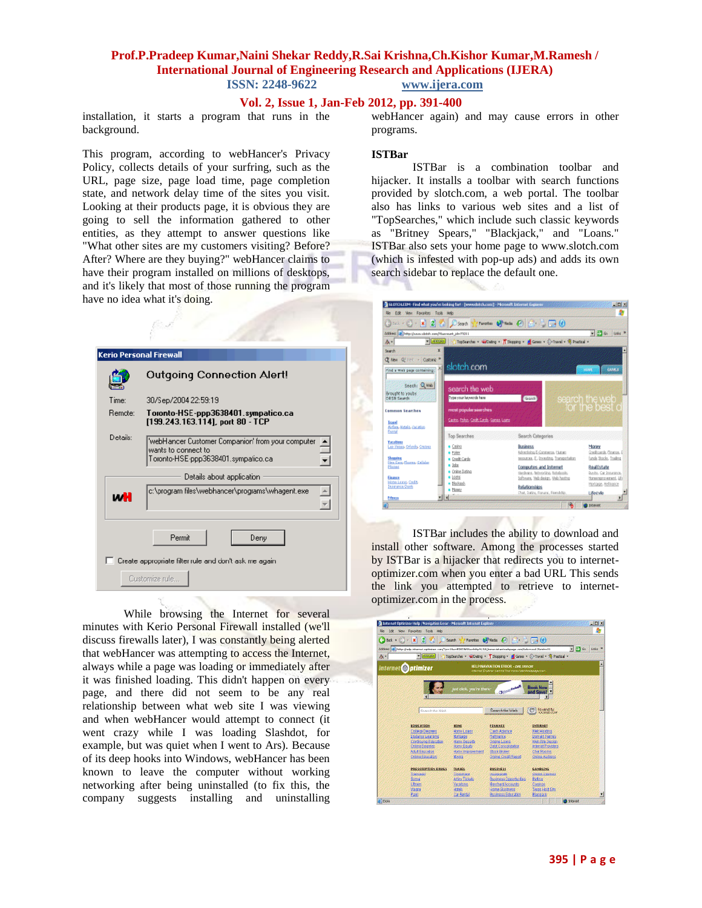installation, it starts a program that runs in the background.

This program, according to webHancer's Privacy Policy, collects details of your surfing, such as the URL, page size, page load time, page completion state, and network delay time of the sites you visit. Looking at their products page, it is obvious they are going to sell the information gathered to other entities, as they attempt to answer questions like "What other sites are my customers visiting? Before? After? Where are they buying?" webHancer claims to have their program installed on millions of desktops, and it's likely that most of those running the program have no idea what it's doing.

While browsing the Internet for several minutes with Kerio Personal Firewall installed (we'll discuss firewalls later), I was constantly being alerted that webHancer was attempting to access the Internet, always while a page was loading or immediately after it was finished loading. This didn't happen on every page, and there did not seem to be any real relationship between what web site I was viewing and when webHancer would attempt to connect (it went crazy while I was loading Slashdot, for example, but was quiet when I went to Ars). Because of its deep hooks into Windows, webHancer has been known to leave the computer without working networking after being uninstalled (to fix this, the company suggests installing and uninstalling webHancer again) and may cause errors in other programs.

**ISTBar**

ISTBar is a combination toolbar and hijacker. It installs a toolbar with search functions provided by slotch.com, a web portal. The toolbar also has links to various web sites and a list of "TopSearches," which include such classic keywords as "Britney Spears," "Blackjack," and "Loans." ISTBar also sets your home page to www.slotch.com (which is infested with pop-up ads) and adds its own search sidebar to replace the default one.

ISTBar includes the ability to download and install other software. Among the processes started by ISTBar is a hijacker that redirects you to internet-optimizer.com when you enter a bad URL This sends the link you attempted to retrieve to internet-optimizer.com in the process.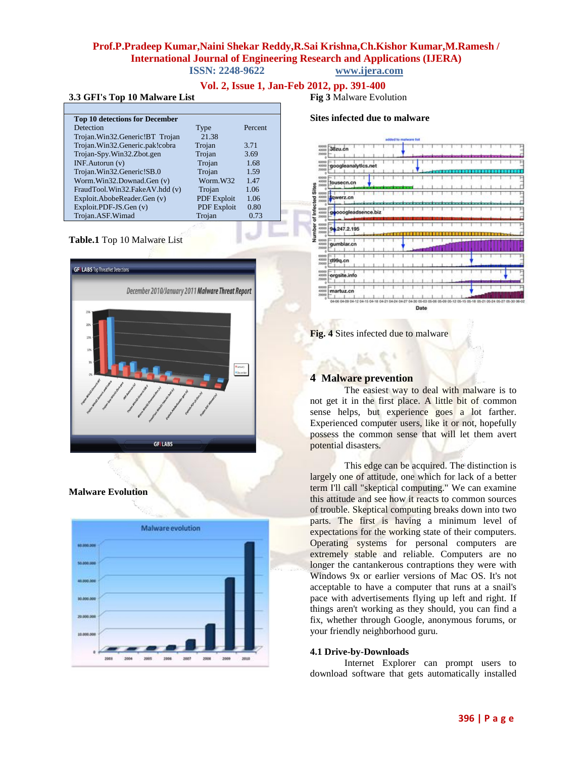### 3.3 GFI's Top 10 Malware List

| Top 10 detections for December | | |
|---|---|---|
| Detection | Type | Percent |
| Trojan.Win32.Generic!BT Trojan | 21.38 | |
| Trojan.Win32.Generic.pak!cobra | Trojan | 3.71 |
| Trojan-Spy.Win32.Zbot.gen | Trojan | 3.69 |
| INF.Autorun (v) | Trojan | 1.68 |
| Trojan.Win32.Generic!SB.0 | Trojan | 1.59 |
| Worm.Win32.Downad.Gen (v) | Worm.W32 | 1.47 |
| FraudTool.Win32.FakeAV.hdd (v) | Trojan | 1.06 |
| Exploit.AbobeReader.Gen (v) | PDF Exploit | 1.06 |
| Exploit.PDF-JS.Gen (v) | PDF Exploit | 0.80 |
| Trojan.ASF.Wimad | Trojan | 0.73 |

**Table.1** Top 10 Malware List

**Malware Evolution**

**Fig 3** Malware Evolution

**Sites infected due to malware**

**Fig. 4** Sites infected due to malware

## 4 Malware prevention

The easiest way to deal with malware is to not get it in the first place. A little bit of common sense helps, but experience goes a lot farther. Experienced computer users, like it or not, hopefully possess the common sense that will let them avert potential disasters.

This edge can be acquired. The distinction is largely one of attitude, one which for lack of a better term I'll call "skeptical computing." We can examine this attitude and see how it reacts to common sources of trouble. Skeptical computing breaks down into two parts. The first is having a minimum level of expectations for the working state of their computers. Operating systems for personal computers are extremely stable and reliable. Computers are no longer the cantankerous contraptions they were with Windows 9x or earlier versions of Mac OS. It's not acceptable to have a computer that runs at a snail's pace with advertisements flying up left and right. If things aren't working as they should, you can find a fix, whether through Google, anonymous forums, or your friendly neighborhood guru.

### 4.1 Drive-by-Downloads

Internet Explorer can prompt users to download software that gets automatically installed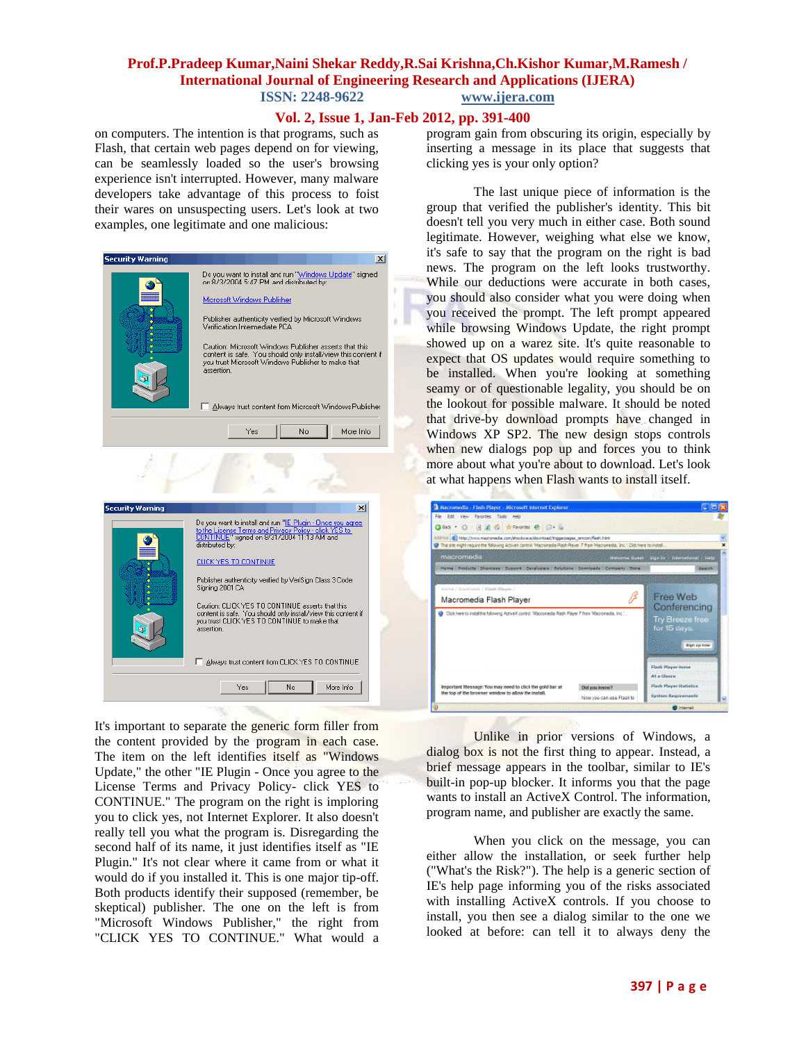on computers. The intention is that programs, such as Flash, that certain web pages depend on for viewing, can be seamlessly loaded so the user's browsing experience isn't interrupted. However, many malware developers take advantage of this process to foist their wares on unsuspecting users. Let's look at two examples, one legitimate and one malicious:

It's important to separate the generic form filler from the content provided by the program in each case. The item on the left identifies itself as "Windows Update," the other "IE Plugin - Once you agree to the License Terms and Privacy Policy- click YES to CONTINUE." The program on the right is imploring you to click yes, not Internet Explorer. It also doesn't really tell you what the program is. Disregarding the second half of its name, it just identifies itself as "IE Plugin." It's not clear where it came from or what it would do if you installed it. This is one major tip-off. Both products identify their supposed (remember, be skeptical) publisher. The one on the left is from "Microsoft Windows Publisher," the right from "CLICK YES TO CONTINUE." What would a program gain from obscuring its origin, especially by inserting a message in its place that suggests that clicking yes is your only option?

The last unique piece of information is the group that verified the publisher's identity. This bit doesn't tell you very much in either case. Both sound legitimate. However, weighing what else we know, it's safe to say that the program on the right is bad news. The program on the left looks trustworthy. While our deductions were accurate in both cases, you should also consider what you were doing when you received the prompt. The left prompt appeared while browsing Windows Update, the right prompt showed up on a warez site. It's quite reasonable to expect that OS updates would require something to be installed. When you're looking at something seamy or of questionable legality, you should be on the lookout for possible malware. It should be noted that drive-by download prompts have changed in Windows XP SP2. The new design stops controls when new dialogs pop up and forces you to think more about what you're about to download. Let's look at what happens when Flash wants to install itself.

Unlike in prior versions of Windows, a dialog box is not the first thing to appear. Instead, a brief message appears in the toolbar, similar to IE's built-in pop-up blocker. It informs you that the page wants to install an ActiveX Control. The information, program name, and publisher are exactly the same.

When you click on the message, you can either allow the installation, or seek further help ("What's the Risk?"). The help is a generic section of IE's help page informing you of the risks associated with installing ActiveX controls. If you choose to install, you then see a dialog similar to the one we looked at before: can tell it to always deny the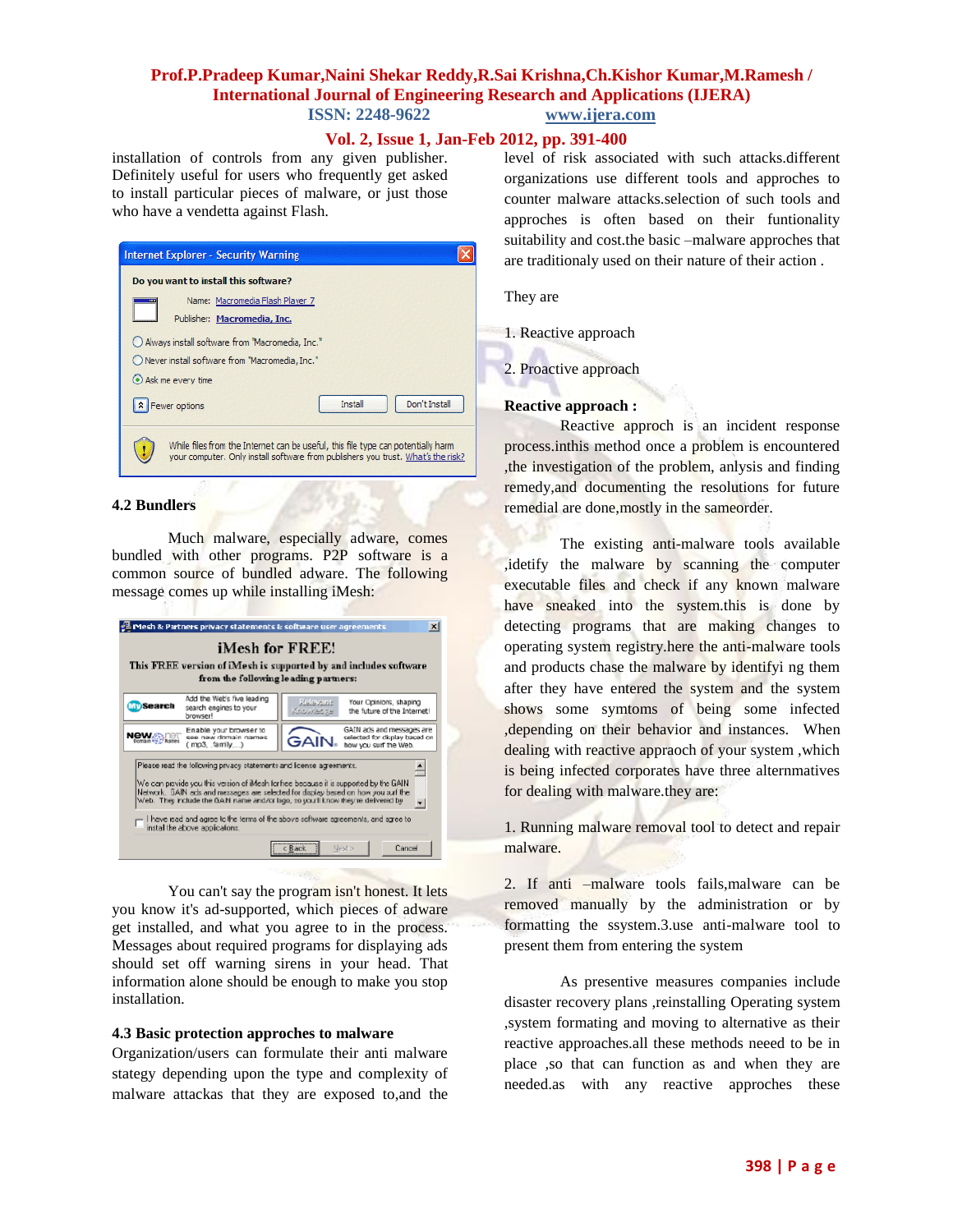installation of controls from any given publisher. Definitely useful for users who frequently get asked to install particular pieces of malware, or just those who have a vendetta against Flash.

### 4.2 Bundlers

Much malware, especially adware, comes bundled with other programs. P2P software is a common source of bundled adware. The following message comes up while installing iMesh:

You can't say the program isn't honest. It lets you know it's ad-supported, which pieces of adware get installed, and what you agree to in the process. Messages about required programs for displaying ads should set off warning sirens in your head. That information alone should be enough to make you stop installation.

### 4.3 Basic protection approches to malware

Organization/users can formulate their anti malware stategy depending upon the type and complexity of malware attackas that they are exposed to,and the level of risk associated with such attacks.different organizations use different tools and approches to counter malware attacks.selection of such tools and approches is often based on their funtionality suitability and cost.the basic –malware approches that are traditionaly used on their nature of their action .

They are

1. Reactive approach
2. Proactive approach

**Reactive approach :**

Reactive approch is an incident response process.inthis method once a problem is encountered ,the investigation of the problem, anlysis and finding remedy,and documenting the resolutions for future remedial are done,mostly in the sameorder.

The existing anti-malware tools available ,idetify the malware by scanning the computer executable files and check if any known malware have sneaked into the system.this is done by detecting programs that are making changes to operating system registry.here the anti-malware tools and products chase the malware by identifyi ng them after they have entered the system and the system shows some symtoms of being some infected ,depending on their behavior and instances. When dealing with reactive appraoch of your system ,which is being infected corporates have three alternmatives for dealing with malware.they are:

1. Running malware removal tool to detect and repair malware.

2. If anti –malware tools fails,malware can be removed manually by the administration or by formatting the ssystem.3.use anti-malware tool to present them from entering the system

As presentive measures companies include disaster recovery plans ,reinstalling Operating system ,system formating and moving to alternative as their reactive approaches.all these methods neeed to be in place ,so that can function as and when they are needed.as with any reactive approches these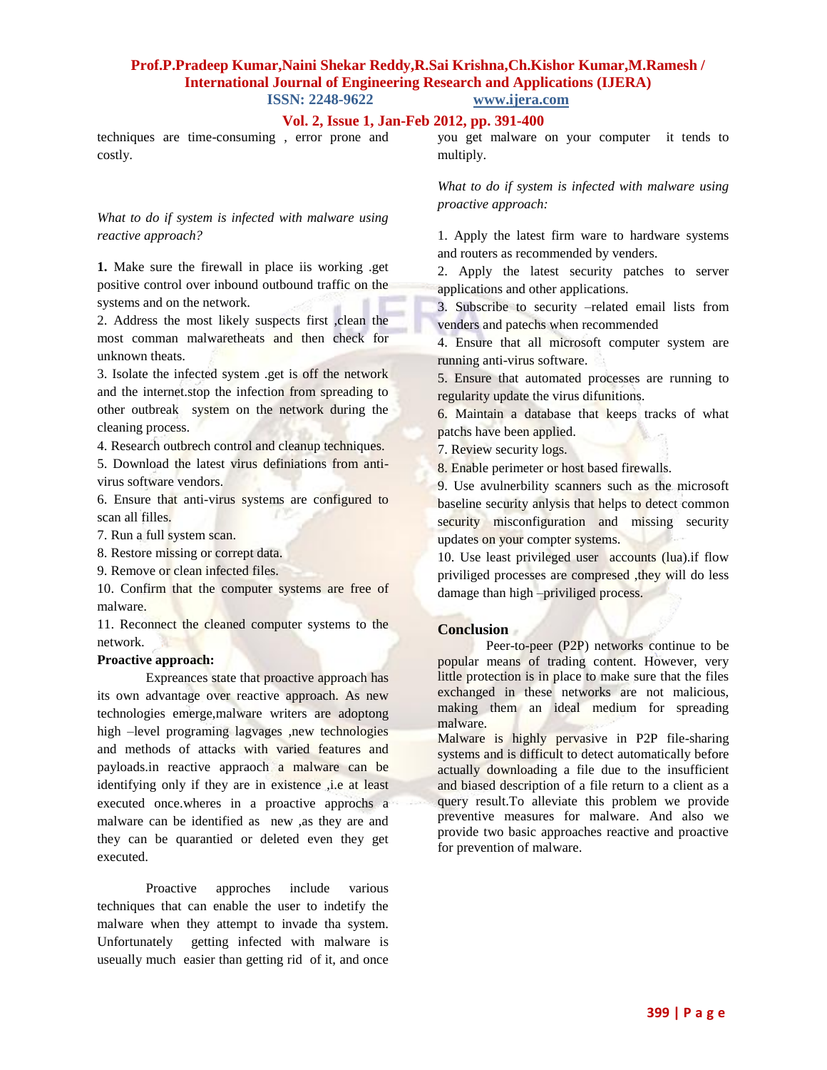techniques are time-consuming , error prone and costly.

*What to do if system is infected with malware using reactive approach?*

**1.** Make sure the firewall in place iis working .get positive control over inbound outbound traffic on the systems and on the network.

2. Address the most likely suspects first ,clean the most comman malwaretheats and then check for unknown theats.

3. Isolate the infected system .get is off the network and the internet.stop the infection from spreading to other outbreak system on the network during the cleaning process.

4. Research outbrech control and cleanup techniques.

5. Download the latest virus definiations from anti-virus software vendors.

6. Ensure that anti-virus systems are configured to scan all filles.

7. Run a full system scan.

8. Restore missing or corrept data.

9. Remove or clean infected files.

10. Confirm that the computer systems are free of malware.

11. Reconnect the cleaned computer systems to the network.

**Proactive approach:**

Expreances state that proactive approach has its own advantage over reactive approach. As new technologies emerge,malware writers are adoptong high –level programing lagvages ,new technologies and methods of attacks with varied features and payloads.in reactive appraoch a malware can be identifying only if they are in existence ,i.e at least executed once.wheres in a proactive approchs a malware can be identified as new ,as they are and they can be quarantied or deleted even they get executed.

Proactive approches include various techniques that can enable the user to indetify the malware when they attempt to invade tha system. Unfortunately getting infected with malware is useually much easier than getting rid of it, and once you get malware on your computer it tends to multiply.

*What to do if system is infected with malware using proactive approach:*

1. Apply the latest firm ware to hardware systems and routers as recommended by venders.

2. Apply the latest security patches to server applications and other applications.

3. Subscribe to security –related email lists from venders and patechs when recommended

4. Ensure that all microsoft computer system are running anti-virus software.

5. Ensure that automated processes are running to regularity update the virus difunitions.

6. Maintain a database that keeps tracks of what patchs have been applied.

7. Review security logs.

8. Enable perimeter or host based firewalls.

9. Use avulnerbility scanners such as the microsoft baseline security anlysis that helps to detect common security misconfiguration and missing security updates on your compter systems.

10. Use least privileged user accounts (lua).if flow priviliged processes are compresed ,they will do less damage than high –priviliged process.

## Conclusion

Peer-to-peer (P2P) networks continue to be popular means of trading content. However, very little protection is in place to make sure that the files exchanged in these networks are not malicious, making them an ideal medium for spreading malware.

Malware is highly pervasive in P2P file-sharing systems and is difficult to detect automatically before actually downloading a file due to the insufficient and biased description of a file return to a client as a query result.To alleviate this problem we provide preventive measures for malware. And also we provide two basic approaches reactive and proactive for prevention of malware.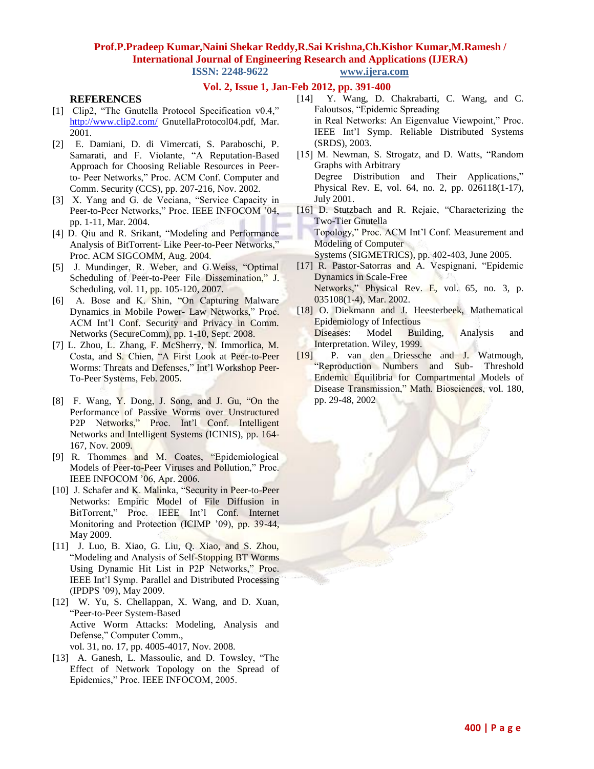## REFERENCES

[1] Clip2, "The Gnutella Protocol Specification v0.4," http://www.clip2.com/ GnutellaProtocol04.pdf, Mar. 2001.

[2] E. Damiani, D. di Vimercati, S. Paraboschi, P. Samarati, and F. Violante, "A Reputation-Based Approach for Choosing Reliable Resources in Peer-to- Peer Networks," Proc. ACM Conf. Computer and Comm. Security (CCS), pp. 207-216, Nov. 2002.

[3] X. Yang and G. de Veciana, "Service Capacity in Peer-to-Peer Networks," Proc. IEEE INFOCOM '04, pp. 1-11, Mar. 2004.

[4] D. Qiu and R. Srikant, "Modeling and Performance Analysis of BitTorrent- Like Peer-to-Peer Networks," Proc. ACM SIGCOMM, Aug. 2004.

[5] J. Mundinger, R. Weber, and G.Weiss, "Optimal Scheduling of Peer-to-Peer File Dissemination," J. Scheduling, vol. 11, pp. 105-120, 2007.

[6] A. Bose and K. Shin, "On Capturing Malware Dynamics in Mobile Power- Law Networks," Proc. ACM Int'l Conf. Security and Privacy in Comm. Networks (SecureComm), pp. 1-10, Sept. 2008.

[7] L. Zhou, L. Zhang, F. McSherry, N. Immorlica, M. Costa, and S. Chien, "A First Look at Peer-to-Peer Worms: Threats and Defenses," Int'l Workshop Peer-To-Peer Systems, Feb. 2005.

[8] F. Wang, Y. Dong, J. Song, and J. Gu, "On the Performance of Passive Worms over Unstructured P2P Networks," Proc. Int'l Conf. Intelligent Networks and Intelligent Systems (ICINIS), pp. 164-167, Nov. 2009.

[9] R. Thommes and M. Coates, "Epidemiological Models of Peer-to-Peer Viruses and Pollution," Proc. IEEE INFOCOM '06, Apr. 2006.

[10] J. Schafer and K. Malinka, "Security in Peer-to-Peer Networks: Empiric Model of File Diffusion in BitTorrent," Proc. IEEE Int'l Conf. Internet Monitoring and Protection (ICIMP '09), pp. 39-44, May 2009.

[11] J. Luo, B. Xiao, G. Liu, Q. Xiao, and S. Zhou, "Modeling and Analysis of Self-Stopping BT Worms Using Dynamic Hit List in P2P Networks," Proc. IEEE Int'l Symp. Parallel and Distributed Processing (IPDPS '09), May 2009.

[12] W. Yu, S. Chellappan, X. Wang, and D. Xuan, "Peer-to-Peer System-Based Active Worm Attacks: Modeling, Analysis and Defense," Computer Comm., vol. 31, no. 17, pp. 4005-4017, Nov. 2008.

[13] A. Ganesh, L. Massoulie, and D. Towsley, "The Effect of Network Topology on the Spread of Epidemics," Proc. IEEE INFOCOM, 2005.

[14] Y. Wang, D. Chakrabarti, C. Wang, and C. Faloutsos, "Epidemic Spreading in Real Networks: An Eigenvalue Viewpoint," Proc. IEEE Int'l Symp. Reliable Distributed Systems (SRDS), 2003.

[15] M. Newman, S. Strogatz, and D. Watts, "Random Graphs with Arbitrary Degree Distribution and Their Applications," Physical Rev. E, vol. 64, no. 2, pp. 026118(1-17), July 2001.

[16] D. Stutzbach and R. Rejaie, "Characterizing the Two-Tier Gnutella Topology," Proc. ACM Int'l Conf. Measurement and Modeling of Computer Systems (SIGMETRICS), pp. 402-403, June 2005.

[17] R. Pastor-Satorras and A. Vespignani, "Epidemic Dynamics in Scale-Free Networks," Physical Rev. E, vol. 65, no. 3, p. 035108(1-4), Mar. 2002.

[18] O. Diekmann and J. Heesterbeek, Mathematical Epidemiology of Infectious Diseases: Model Building, Analysis and Interpretation. Wiley, 1999.

[19] P. van den Driessche and J. Watmough, "Reproduction Numbers and Sub- Threshold Endemic Equilibria for Compartmental Models of Disease Transmission," Math. Biosciences, vol. 180, pp. 29-48, 2002